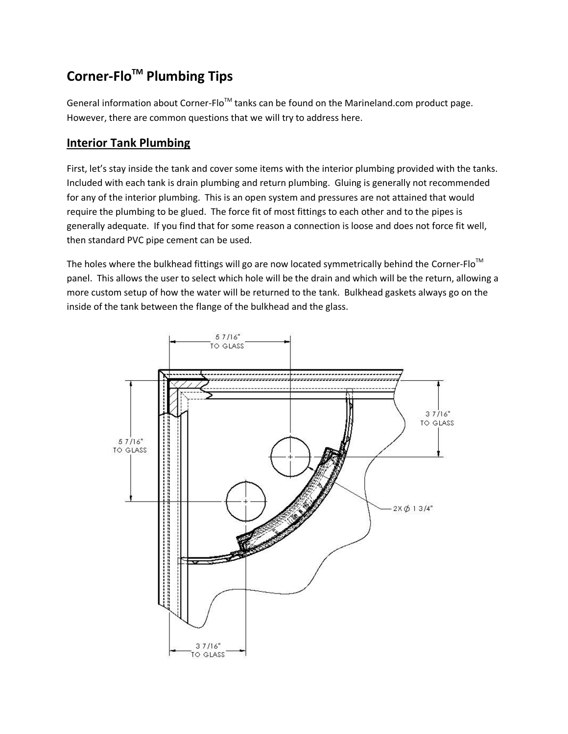# Corner-Flo™ Plumbing Tips

General information about Corner-Flo™ tanks can be found on the Marineland.com product page. However, there are common questions that we will try to address here.

## Interior Tank Plumbing

First, let's stay inside the tank and cover some items with the interior plumbing provided with the tanks. Included with each tank is drain plumbing and return plumbing. Gluing is generally not recommended for any of the interior plumbing. This is an open system and pressures are not attained that would require the plumbing to be glued. The force fit of most fittings to each other and to the pipes is generally adequate. If you find that for some reason a connection is loose and does not force fit well, then standard PVC pipe cement can be used.

The holes where the bulkhead fittings will go are now located symmetrically behind the Corner-Flo™ panel. This allows the user to select which hole will be the drain and which will be the return, allowing a more custom setup of how the water will be returned to the tank. Bulkhead gaskets always go on the inside of the tank between the flange of the bulkhead and the glass.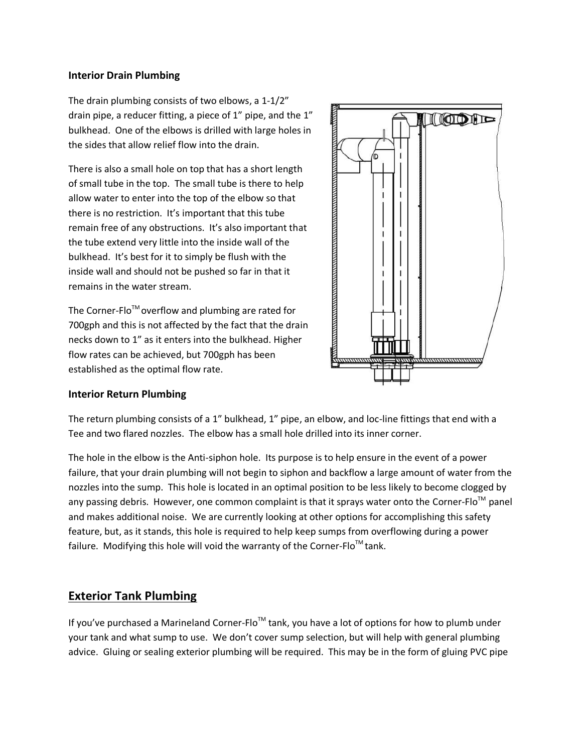### Interior Drain Plumbing

The drain plumbing consists of two elbows, a 1-1/2" drain pipe, a reducer fitting, a piece of 1" pipe, and the 1" bulkhead. One of the elbows is drilled with large holes in the sides that allow relief flow into the drain.

There is also a small hole on top that has a short length of small tube in the top. The small tube is there to help allow water to enter into the top of the elbow so that there is no restriction. It's important that this tube remain free of any obstructions. It's also important that the tube extend very little into the inside wall of the bulkhead. It's best for it to simply be flush with the inside wall and should not be pushed so far in that it remains in the water stream.

The Corner-Flo™ overflow and plumbing are rated for 700gph and this is not affected by the fact that the drain necks down to 1" as it enters into the bulkhead. Higher flow rates can be achieved, but 700gph has been established as the optimal flow rate.

### Interior Return Plumbing

The return plumbing consists of a 1" bulkhead, 1" pipe, an elbow, and loc-line fittings that end with a Tee and two flared nozzles. The elbow has a small hole drilled into its inner corner.

The hole in the elbow is the Anti-siphon hole. Its purpose is to help ensure in the event of a power failure, that your drain plumbing will not begin to siphon and backflow a large amount of water from the nozzles into the sump. This hole is located in an optimal position to be less likely to become clogged by any passing debris. However, one common complaint is that it sprays water onto the Corner-Flo™ panel and makes additional noise. We are currently looking at other options for accomplishing this safety feature, but, as it stands, this hole is required to help keep sumps from overflowing during a power failure. Modifying this hole will void the warranty of the Corner-Flo™ tank.

## Exterior Tank Plumbing

If you've purchased a Marineland Corner-Flo™ tank, you have a lot of options for how to plumb under your tank and what sump to use. We don't cover sump selection, but will help with general plumbing advice. Gluing or sealing exterior plumbing will be required. This may be in the form of gluing PVC pipe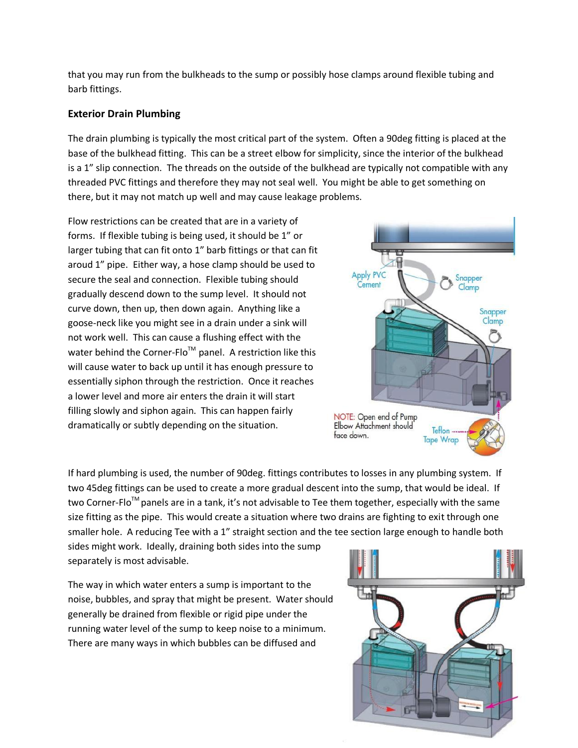that you may run from the bulkheads to the sump or possibly hose clamps around flexible tubing and barb fittings.

### Exterior Drain Plumbing

The drain plumbing is typically the most critical part of the system. Often a 90deg fitting is placed at the base of the bulkhead fitting. This can be a street elbow for simplicity, since the interior of the bulkhead is a 1" slip connection. The threads on the outside of the bulkhead are typically not compatible with any threaded PVC fittings and therefore they may not seal well. You might be able to get something on there, but it may not match up well and may cause leakage problems.

Flow restrictions can be created that are in a variety of forms. If flexible tubing is being used, it should be 1" or larger tubing that can fit onto 1" barb fittings or that can fit aroud 1" pipe. Either way, a hose clamp should be used to secure the seal and connection. Flexible tubing should gradually descend down to the sump level. It should not curve down, then up, then down again. Anything like a goose-neck like you might see in a drain under a sink will not work well. This can cause a flushing effect with the water behind the Corner-Flo™ panel. A restriction like this will cause water to back up until it has enough pressure to essentially siphon through the restriction. Once it reaches a lower level and more air enters the drain it will start filling slowly and siphon again. This can happen fairly dramatically or subtly depending on the situation.

Apply PVC Cement

Snapper Clamp

Snapper Clamp

NOTE: Open end of Pump Elbow Attachment should face down.

Teflon Tape Wrap

If hard plumbing is used, the number of 90deg. fittings contributes to losses in any plumbing system. If two 45deg fittings can be used to create a more gradual descent into the sump, that would be ideal. If two Corner-Flo™ panels are in a tank, it's not advisable to Tee them together, especially with the same size fitting as the pipe. This would create a situation where two drains are fighting to exit through one smaller hole. A reducing Tee with a 1" straight section and the tee section large enough to handle both sides might work. Ideally, draining both sides into the sump separately is most advisable.

The way in which water enters a sump is important to the noise, bubbles, and spray that might be present. Water should generally be drained from flexible or rigid pipe under the running water level of the sump to keep noise to a minimum. There are many ways in which bubbles can be diffused and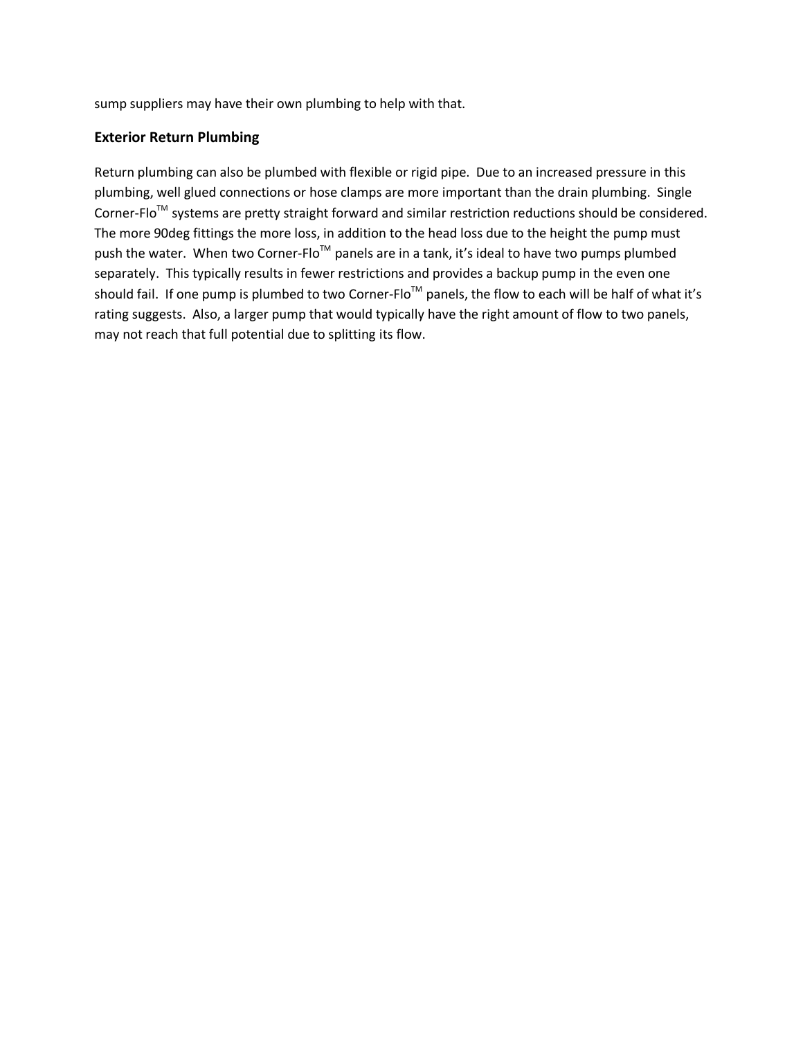sump suppliers may have their own plumbing to help with that.

### Exterior Return Plumbing

Return plumbing can also be plumbed with flexible or rigid pipe. Due to an increased pressure in this plumbing, well glued connections or hose clamps are more important than the drain plumbing. Single Corner-Flo™ systems are pretty straight forward and similar restriction reductions should be considered. The more 90deg fittings the more loss, in addition to the head loss due to the height the pump must push the water. When two Corner-Flo™ panels are in a tank, it's ideal to have two pumps plumbed separately. This typically results in fewer restrictions and provides a backup pump in the even one should fail. If one pump is plumbed to two Corner-Flo™ panels, the flow to each will be half of what it's rating suggests. Also, a larger pump that would typically have the right amount of flow to two panels, may not reach that full potential due to splitting its flow.